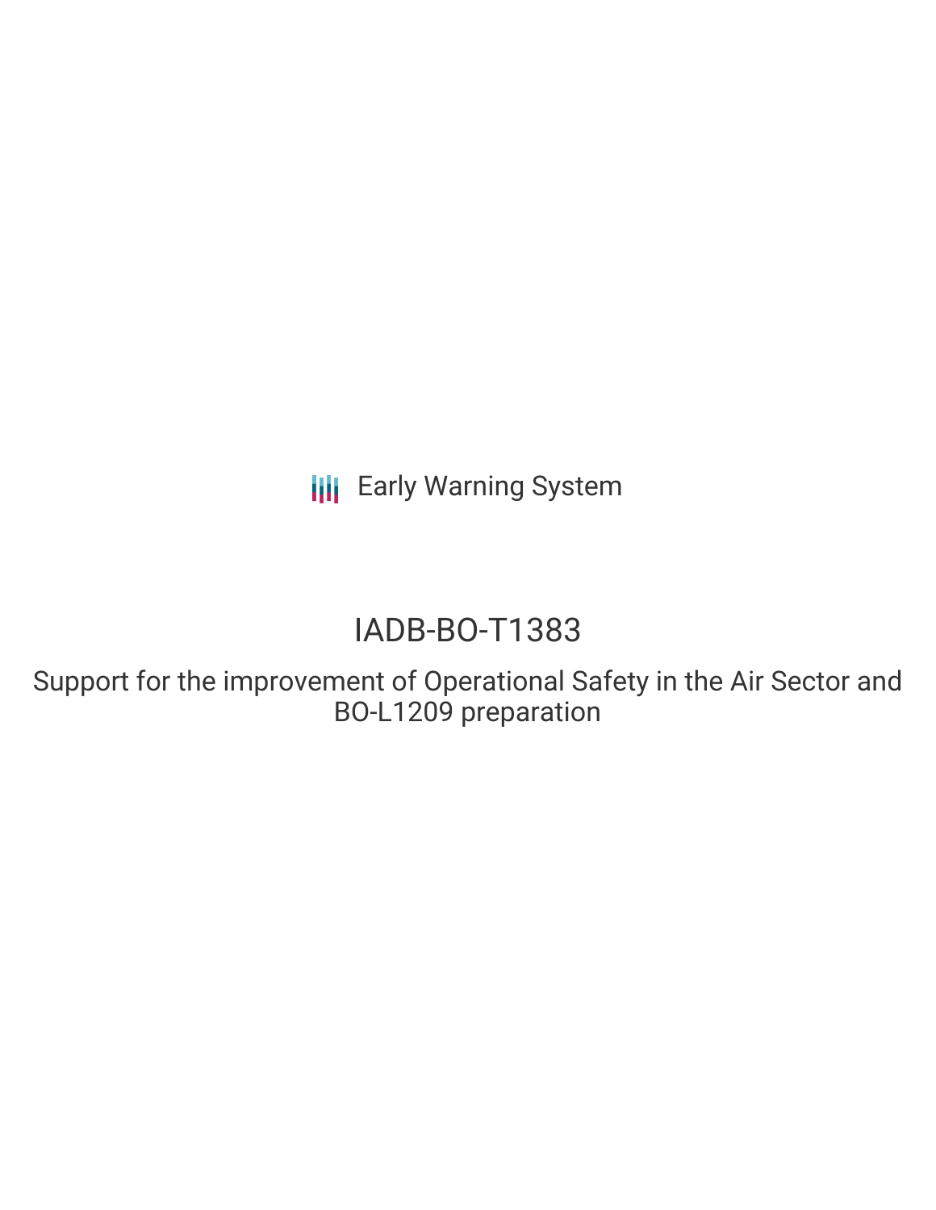Early Warning System

# IADB-BO-T1383

## Support for the improvement of Operational Safety in the Air Sector and BO-L1209 preparation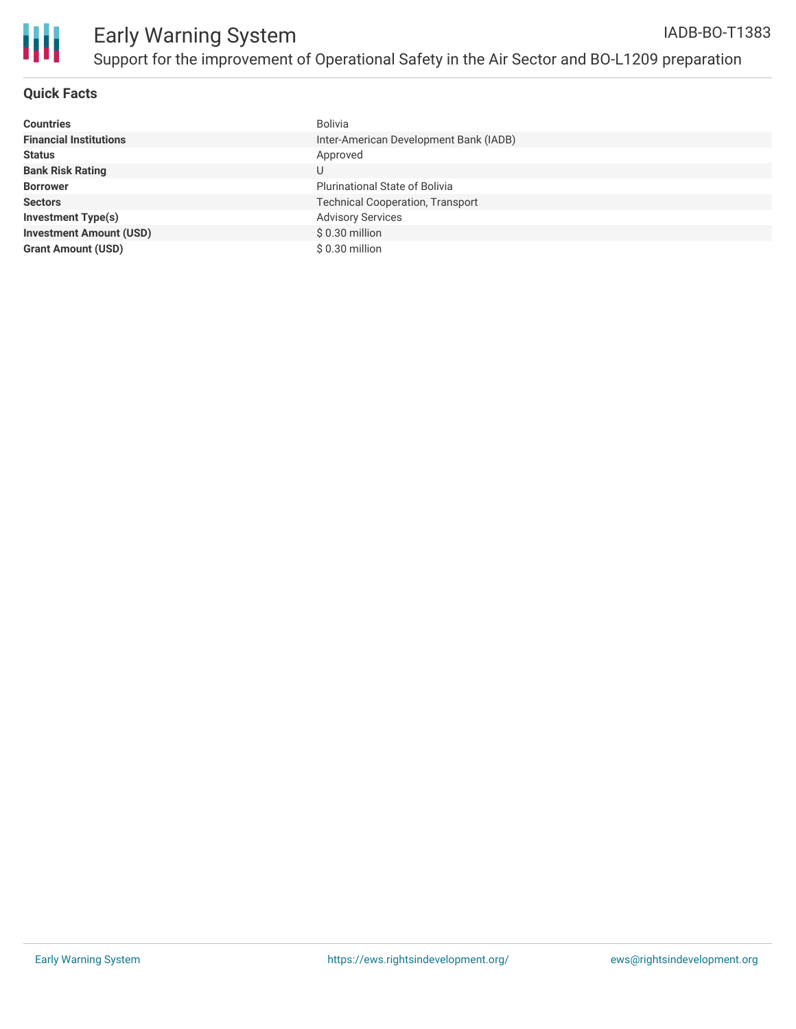# Early Warning System

IADB-BO-T1383

## Support for the improvement of Operational Safety in the Air Sector and BO-L1209 preparation

### Quick Facts

| | |
|---|---|
| **Countries** | Bolivia |
| **Financial Institutions** | Inter-American Development Bank (IADB) |
| **Status** | Approved |
| **Bank Risk Rating** | U |
| **Borrower** | Plurinational State of Bolivia |
| **Sectors** | Technical Cooperation, Transport |
| **Investment Type(s)** | Advisory Services |
| **Investment Amount (USD)** | $ 0.30 million |
| **Grant Amount (USD)** | $ 0.30 million |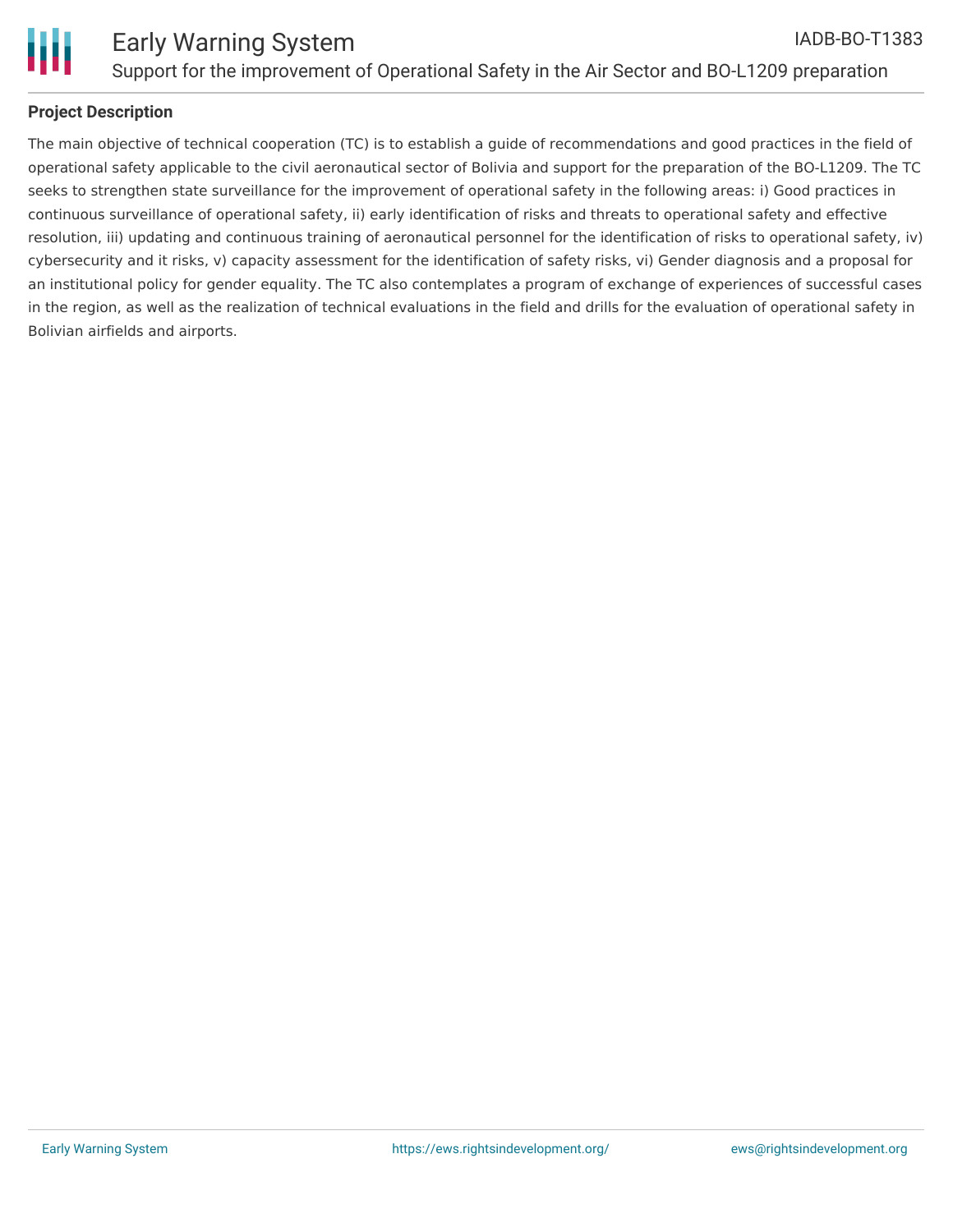## Project Description

The main objective of technical cooperation (TC) is to establish a guide of recommendations and good practices in the field of operational safety applicable to the civil aeronautical sector of Bolivia and support for the preparation of the BO-L1209. The TC seeks to strengthen state surveillance for the improvement of operational safety in the following areas: i) Good practices in continuous surveillance of operational safety, ii) early identification of risks and threats to operational safety and effective resolution, iii) updating and continuous training of aeronautical personnel for the identification of risks to operational safety, iv) cybersecurity and it risks, v) capacity assessment for the identification of safety risks, vi) Gender diagnosis and a proposal for an institutional policy for gender equality. The TC also contemplates a program of exchange of experiences of successful cases in the region, as well as the realization of technical evaluations in the field and drills for the evaluation of operational safety in Bolivian airfields and airports.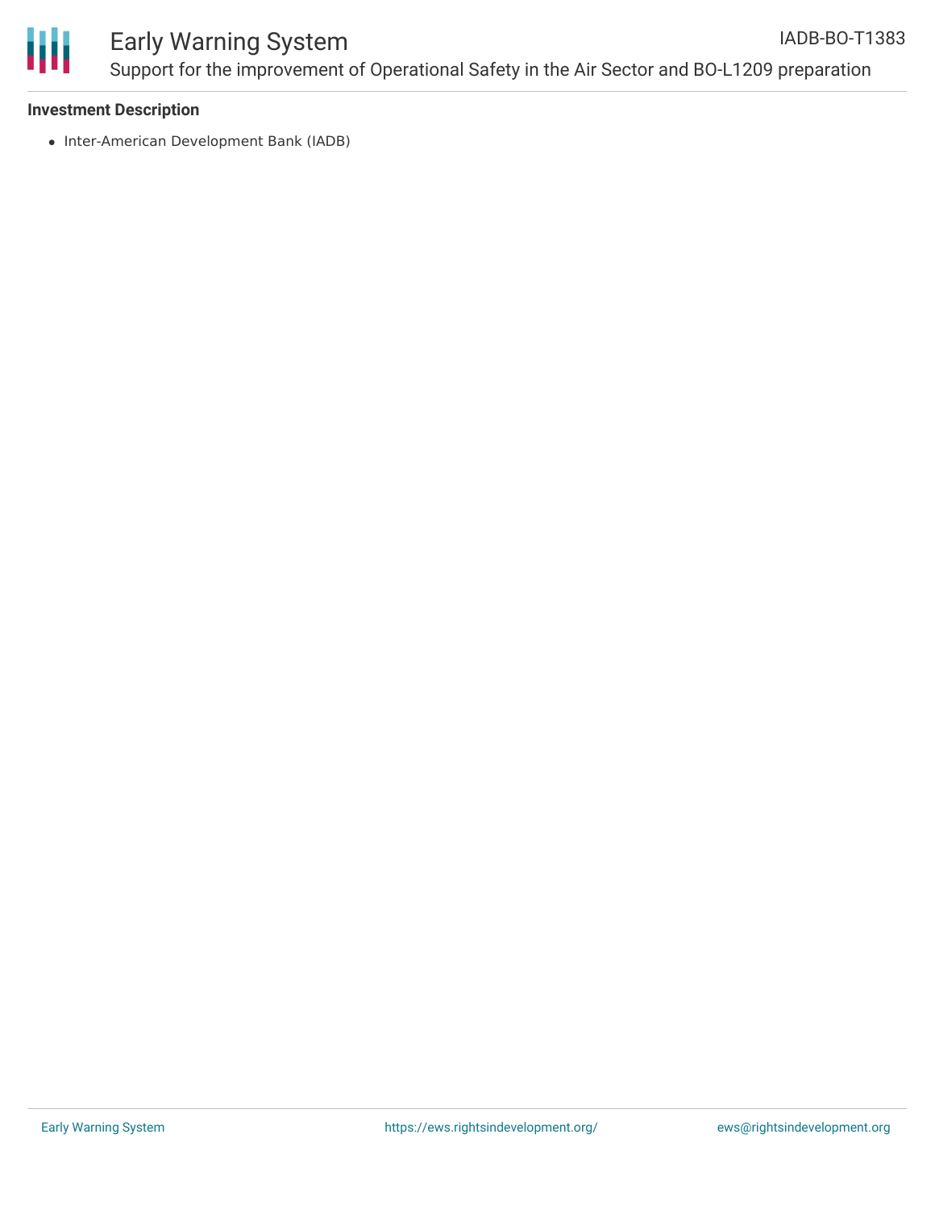**Investment Description**

- Inter-American Development Bank (IADB)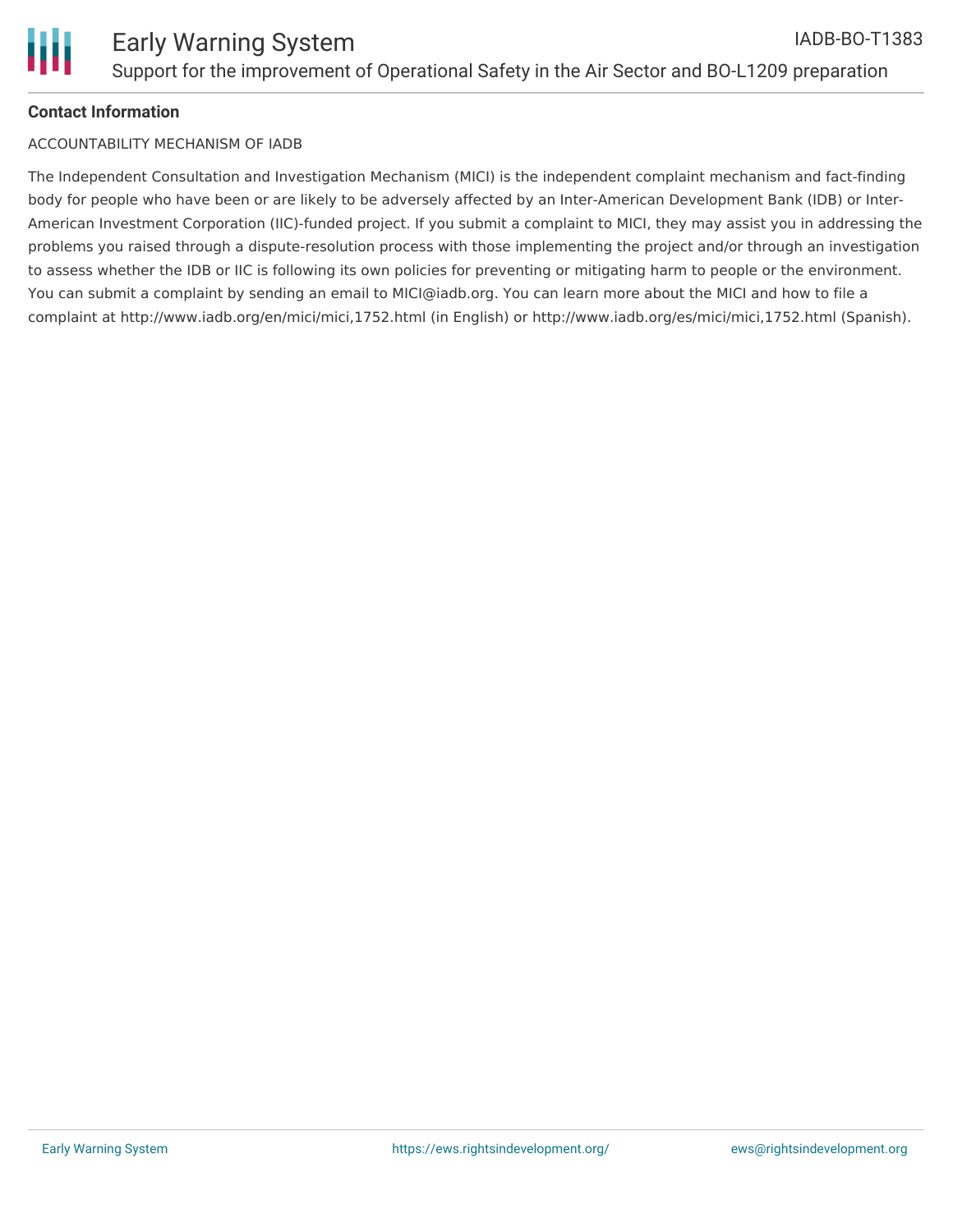**Contact Information**

ACCOUNTABILITY MECHANISM OF IADB

The Independent Consultation and Investigation Mechanism (MICI) is the independent complaint mechanism and fact-finding body for people who have been or are likely to be adversely affected by an Inter-American Development Bank (IDB) or Inter-American Investment Corporation (IIC)-funded project. If you submit a complaint to MICI, they may assist you in addressing the problems you raised through a dispute-resolution process with those implementing the project and/or through an investigation to assess whether the IDB or IIC is following its own policies for preventing or mitigating harm to people or the environment. You can submit a complaint by sending an email to MICI@iadb.org. You can learn more about the MICI and how to file a complaint at http://www.iadb.org/en/mici/mici,1752.html (in English) or http://www.iadb.org/es/mici/mici,1752.html (Spanish).